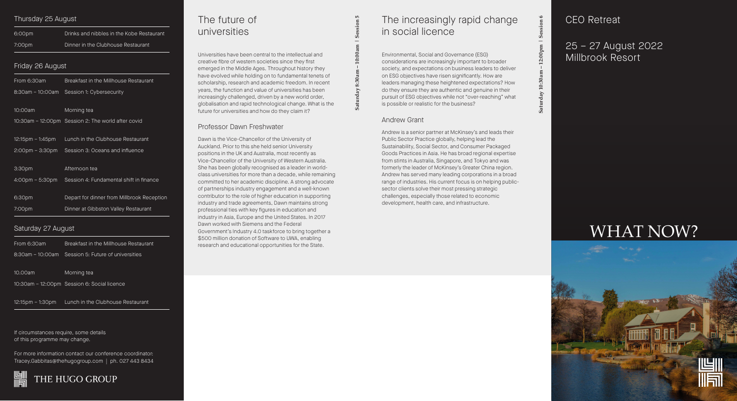## Thursday 25 August

| | |
|---|---|
| 6:00pm | Drinks and nibbles in the Kobe Restaurant |
| 7:00pm | Dinner in the Clubhouse Restaurant |

## Friday 26 August

| | |
|---|---|
| From 6:30am | Breakfast in the Millhouse Restaurant |
| 8:30am – 10:00am | Session 1: Cybersecurity |
| 10:00am | Morning tea |
| 10:30am – 12:00pm | Session 2: The world after covid |
| 12:15pm – 1:45pm | Lunch in the Clubhouse Restaurant |
| 2:00pm – 3:30pm | Session 3: Oceans and influence |
| 3:30pm | Afternoon tea |
| 4:00pm – 5:30pm | Session 4: Fundamental shift in finance |
| 6:30pm | Depart for dinner from Millbrook Reception |
| 7:00pm | Dinner at Gibbston Valley Restaurant |

## Saturday 27 August

| | |
|---|---|
| From 6:30am | Breakfast in the Millhouse Restaurant |
| 8:30am – 10:00am | Session 5: Future of universities |
| 10.00am | Morning tea |
| 10:30am – 12:00pm | Session 6: Social licence |
| 12:15pm – 1:30pm | Lunch in the Clubhouse Restaurant |

If circumstances require, some details of this programme may change.

For more information contact our conference coordinator: Tracey.Gabbitas@thehugogroup.com | ph. 027 443 8434

THE HUGO GROUP

# The future of universities

**Saturday 8:30am – 10:00am | Session 5**

Universities have been central to the intellectual and creative fibre of western societies since they first emerged in the Middle Ages. Throughout history they have evolved while holding on to fundamental tenets of scholarship, research and academic freedom. In recent years, the function and value of universities has been increasingly challenged, driven by a new world order, globalisation and rapid technological change. What is the future for universities and how do they claim it?

### Professor Dawn Freshwater

Dawn is the Vice-Chancellor of the University of Auckland. Prior to this she held senior University positions in the UK and Australia, most recently as Vice-Chancellor of the University of Western Australia. She has been globally recognised as a leader in world-class universities for more than a decade, while remaining committed to her academic discipline. A strong advocate of partnerships industry engagement and a well-known contributor to the role of higher education in supporting industry and trade agreements, Dawn maintains strong professional ties with key figures in education and industry in Asia, Europe and the United States. In 2017 Dawn worked with Siemens and the Federal Government's Industry 4.0 taskforce to bring together a $500 million donation of Software to UWA, enabling research and educational opportunities for the State.

# The increasingly rapid change in social licence

**Saturday 10:30am – 12:00pm | Session 6**

Environmental, Social and Governance (ESG) considerations are increasingly important to broader society, and expectations on business leaders to deliver on ESG objectives have risen significantly. How are leaders managing these heightened expectations? How do they ensure they are authentic and genuine in their pursuit of ESG objectives while not "over-reaching" what is possible or realistic for the business?

### Andrew Grant

Andrew is a senior partner at McKinsey's and leads their Public Sector Practice globally, helping lead the Sustainability, Social Sector, and Consumer Packaged Goods Practices in Asia. He has broad regional expertise from stints in Australia, Singapore, and Tokyo and was formerly the leader of McKinsey's Greater China region. Andrew has served many leading corporations in a broad range of industries. His current focus is on helping public-sector clients solve their most pressing strategic challenges, especially those related to economic development, health care, and infrastructure.

# CEO Retreat

25 – 27 August 2022
Millbrook Resort

# WHAT NOW?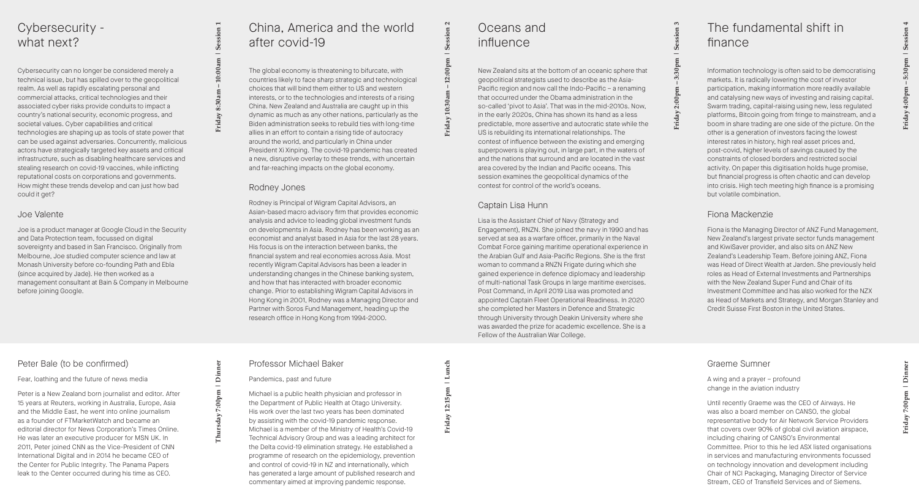## Cybersecurity - what next?

Friday 8:30am – 10:00am | Session 1

Cybersecurity can no longer be considered merely a technical issue, but has spilled over to the geopolitical realm. As well as rapidly escalating personal and commercial attacks, critical technologies and their associated cyber risks provide conduits to impact a country's national security, economic progress, and societal values. Cyber capabilities and critical technologies are shaping up as tools of state power that can be used against adversaries. Concurrently, malicious actors have strategically targeted key assets and critical infrastructure, such as disabling healthcare services and stealing research on covid-19 vaccines, while inflicting reputational costs on corporations and governments. How might these trends develop and can just how bad could it get?

### Joe Valente

Joe is a product manager at Google Cloud in the Security and Data Protection team, focussed on digital sovereignty and based in San Francisco. Originally from Melbourne, Joe studied computer science and law at Monash University before co-founding Path and Ebla (since acquired by Jade). He then worked as a management consultant at Bain & Company in Melbourne before joining Google.

## China, America and the world after covid-19

Friday 10:30am – 12:00pm | Session 2

The global economy is threatening to bifurcate, with countries likely to face sharp strategic and technological choices that will bind them either to US and western interests, or to the technologies and interests of a rising China. New Zealand and Australia are caught up in this dynamic as much as any other nations, particularly as the Biden administration seeks to rebuild ties with long-time allies in an effort to contain a rising tide of autocracy around the world, and particularly in China under President Xi Jinping. The covid-19 pandemic has created a new, disruptive overlay to these trends, with uncertain and far-reaching impacts on the global economy.

### Rodney Jones

Rodney is Principal of Wigram Capital Advisors, an Asian-based macro advisory firm that provides economic analysis and advice to leading global investment funds on developments in Asia. Rodney has been working as an economist and analyst based in Asia for the last 28 years. His focus is on the interaction between banks, the financial system and real economies across Asia. Most recently Wigram Capital Advisors has been a leader in understanding changes in the Chinese banking system, and how that has interacted with broader economic change. Prior to establishing Wigram Capital Advisors in Hong Kong in 2001, Rodney was a Managing Director and Partner with Soros Fund Management, heading up the research office in Hong Kong from 1994-2000.

## Oceans and influence

Friday 2:00pm – 3:30pm | Session 3

New Zealand sits at the bottom of an oceanic sphere that geopolitical strategists used to describe as the Asia-Pacific region and now call the Indo-Pacific – a renaming that occurred under the Obama administration in the so-called 'pivot to Asia'. That was in the mid-2010s. Now, in the early 2020s, China has shown its hand as a less predictable, more assertive and autocratic state while the US is rebuilding its international relationships. The contest of influence between the existing and emerging superpowers is playing out, in large part, in the waters of and the nations that surround and are located in the vast area covered by the Indian and Pacific oceans. This session examines the geopolitical dynamics of the contest for control of the world's oceans.

### Captain Lisa Hunn

Lisa is the Assistant Chief of Navy (Strategy and Engagement), RNZN. She joined the navy in 1990 and has served at sea as a warfare officer, primarily in the Naval Combat Force gaining maritime operational experience in the Arabian Gulf and Asia-Pacific Regions. She is the first woman to command a RNZN Frigate during which she gained experience in defence diplomacy and leadership of multi-national Task Groups in large maritime exercises. Post Command, in April 2019 Lisa was promoted and appointed Captain Fleet Operational Readiness. In 2020 she completed her Masters in Defence and Strategic through University through Deakin University where she was awarded the prize for academic excellence. She is a Fellow of the Australian War College.

## The fundamental shift in finance

Friday 4:00pm – 5:30pm | Session 4

Information technology is often said to be democratising markets. It is radically lowering the cost of investor participation, making information more readily available and catalysing new ways of investing and raising capital. Swarm trading, capital-raising using new, less regulated platforms, Bitcoin going from fringe to mainstream, and a boom in share trading are one side of the picture. On the other is a generation of investors facing the lowest interest rates in history, high real asset prices and, post-covid, higher levels of savings caused by the constraints of closed borders and restricted social activity. On paper this digitisation holds huge promise, but financial progress is often chaotic and can develop into crisis. High tech meeting high finance is a promising but volatile combination.

### Fiona Mackenzie

Fiona is the Managing Director of ANZ Fund Management, New Zealand's largest private sector funds management and KiwiSaver provider, and also sits on ANZ New Zealand's Leadership Team. Before joining ANZ, Fiona was Head of Direct Wealth at Jarden. She previously held roles as Head of External Investments and Partnerships with the New Zealand Super Fund and Chair of its Investment Committee and has also worked for the NZX as Head of Markets and Strategy, and Morgan Stanley and Credit Suisse First Boston in the United States.

## Peter Bale (to be confirmed)

Thursday 7:00pm | Dinner

Fear, loathing and the future of news media

Peter is a New Zealand born journalist and editor. After 15 years at Reuters, working in Australia, Europe, Asia and the Middle East, he went into online journalism as a founder of FTMarketWatch and became an editorial director for News Corporation's Times Online. He was later an executive producer for MSN UK. In 2011, Peter joined CNN as the Vice-President of CNN International Digital and in 2014 he became CEO of the Center for Public Integrity. The Panama Papers leak to the Center occurred during his time as CEO.

## Professor Michael Baker

Friday 12:15pm | Lunch

Pandemics, past and future

Michael is a public health physician and professor in the Department of Public Health at Otago University. His work over the last two years has been dominated by assisting with the covid-19 pandemic response. Michael is a member of the Ministry of Health's Covid-19 Technical Advisory Group and was a leading architect for the Delta covid-19 elimination strategy. He established a programme of research on the epidemiology, prevention and control of covid-19 in NZ and internationally, which has generated a large amount of published research and commentary aimed at improving pandemic response.

## Graeme Sumner

Friday 7:00pm | Dinner

A wing and a prayer – profound change in the aviation industry

Until recently Graeme was the CEO of Airways. He was also a board member on CANSO, the global representative body for Air Network Service Providers that covers over 90% of global civil aviation airspace, including chairing of CANSO's Environmental Committee. Prior to this he led ASX listed organisations in services and manufacturing environments focussed on technology innovation and development including Chair of NCI Packaging, Managing Director of Service Stream, CEO of Transfield Services and of Siemens.